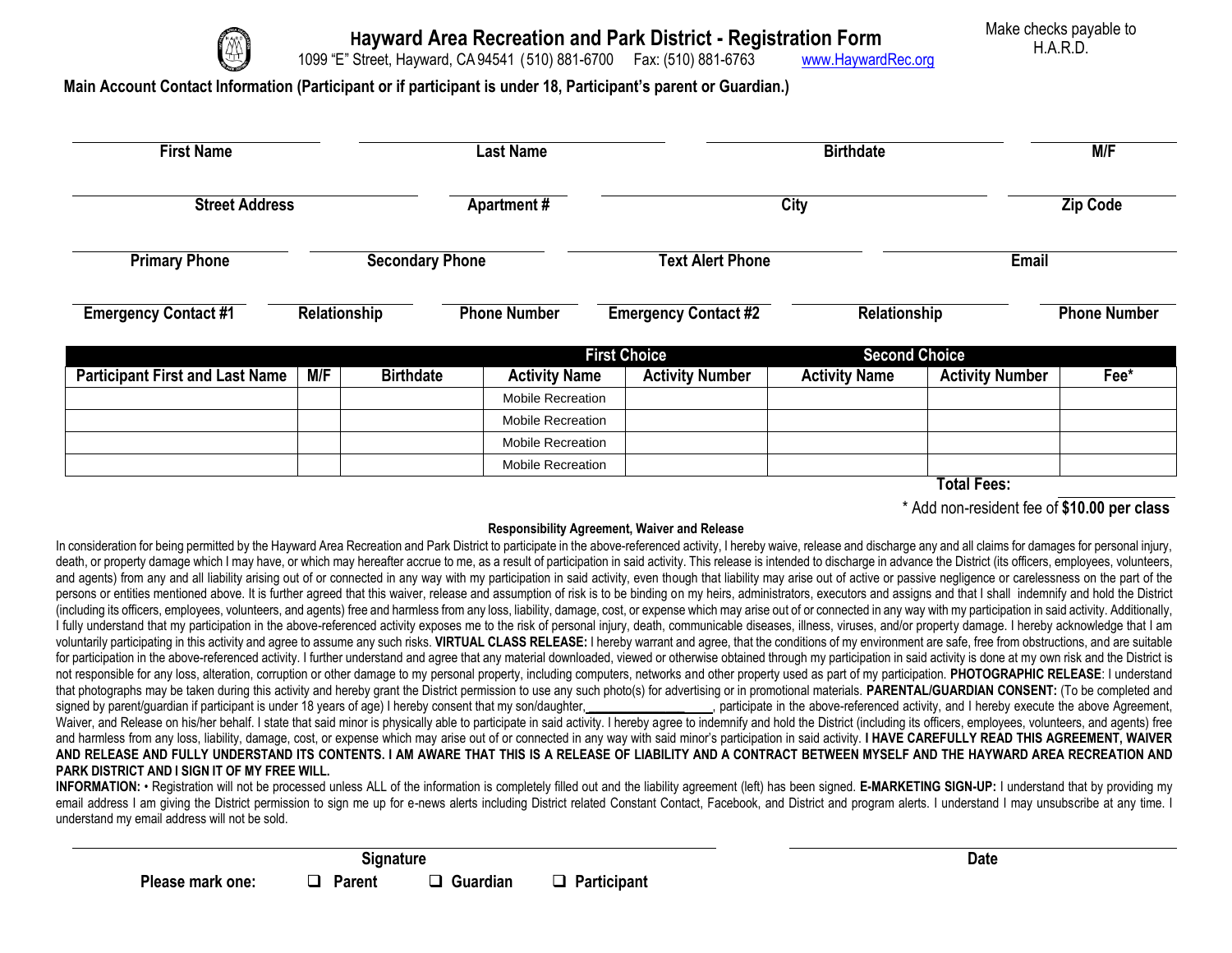# Hayward Area Recreation and Park District - Registration Form

1099 "E" Street, Hayward, CA 94541 (510) 881-6700 Fax: (510) 881-6763 www.HaywardRec.org

Make checks payable to H.A.R.D.

**Main Account Contact Information (Participant or if participant is under 18, Participant's parent or Guardian.)**

| First Name | Last Name | Birthdate | M/F |
|---|---|---|---|
| | | | |

| Street Address | Apartment # | City | Zip Code |
|---|---|---|---|
| | | | |

| Primary Phone | Secondary Phone | Text Alert Phone | Email |
|---|---|---|---|
| | | | |

| Emergency Contact #1 | Relationship | Phone Number | Emergency Contact #2 | Relationship | Phone Number |
|---|---|---|---|---|---|
| | | | | | |

| | | | First Choice | | Second Choice | | |
|---|---|---|---|---|---|---|---|
| **Participant First and Last Name** | **M/F** | **Birthdate** | **Activity Name** | **Activity Number** | **Activity Name** | **Activity Number** | **Fee\*** |
| | | | Mobile Recreation | | | | |
| | | | Mobile Recreation | | | | |
| | | | Mobile Recreation | | | | |
| | | | Mobile Recreation | | | | |
| | | | | | | **Total Fees:** | |

\* Add non-resident fee of **$10.00 per class**

**Responsibility Agreement, Waiver and Release**

In consideration for being permitted by the Hayward Area Recreation and Park District to participate in the above-referenced activity, I hereby waive, release and discharge any and all claims for damages for personal injury, death, or property damage which I may have, or which may hereafter accrue to me, as a result of participation in said activity. This release is intended to discharge in advance the District (its officers, employees, volunteers, and agents) from any and all liability arising out of or connected in any way with my participation in said activity, even though that liability may arise out of active or passive negligence or carelessness on the part of the persons or entities mentioned above. It is further agreed that this waiver, release and assumption of risk is to be binding on my heirs, administrators, executors and assigns and that I shall indemnify and hold the District (including its officers, employees, volunteers, and agents) free and harmless from any loss, liability, damage, cost, or expense which may arise out of or connected in any way with my participation in said activity. Additionally, I fully understand that my participation in the above-referenced activity exposes me to the risk of personal injury, death, communicable diseases, illness, viruses, and/or property damage. I hereby acknowledge that I am voluntarily participating in this activity and agree to assume any such risks. **VIRTUAL CLASS RELEASE:** I hereby warrant and agree, that the conditions of my environment are safe, free from obstructions, and are suitable for participation in the above-referenced activity. I further understand and agree that any material downloaded, viewed or otherwise obtained through my participation in said activity is done at my own risk and the District is not responsible for any loss, alteration, corruption or other damage to my personal property, including computers, networks and other property used as part of my participation. **PHOTOGRAPHIC RELEASE**: I understand that photographs may be taken during this activity and hereby grant the District permission to use any such photo(s) for advertising or in promotional materials. **PARENTAL/GUARDIAN CONSENT:** (To be completed and signed by parent/guardian if participant is under 18 years of age) I hereby consent that my son/daughter,____________________, participate in the above-referenced activity, and I hereby execute the above Agreement, Waiver, and Release on his/her behalf. I state that said minor is physically able to participate in said activity. I hereby agree to indemnify and hold the District (including its officers, employees, volunteers, and agents) free and harmless from any loss, liability, damage, cost, or expense which may arise out of or connected in any way with said minor's participation in said activity. **I HAVE CAREFULLY READ THIS AGREEMENT, WAIVER AND RELEASE AND FULLY UNDERSTAND ITS CONTENTS. I AM AWARE THAT THIS IS A RELEASE OF LIABILITY AND A CONTRACT BETWEEN MYSELF AND THE HAYWARD AREA RECREATION AND PARK DISTRICT AND I SIGN IT OF MY FREE WILL.**

**INFORMATION:** • Registration will not be processed unless ALL of the information is completely filled out and the liability agreement (left) has been signed. **E-MARKETING SIGN-UP:** I understand that by providing my email address I am giving the District permission to sign me up for e-news alerts including District related Constant Contact, Facebook, and District and program alerts. I understand I may unsubscribe at any time. I understand my email address will not be sold.

| Signature | Date |
|---|---|
| | |

**Please mark one:** ☐ **Parent** ☐ **Guardian** ☐ **Participant**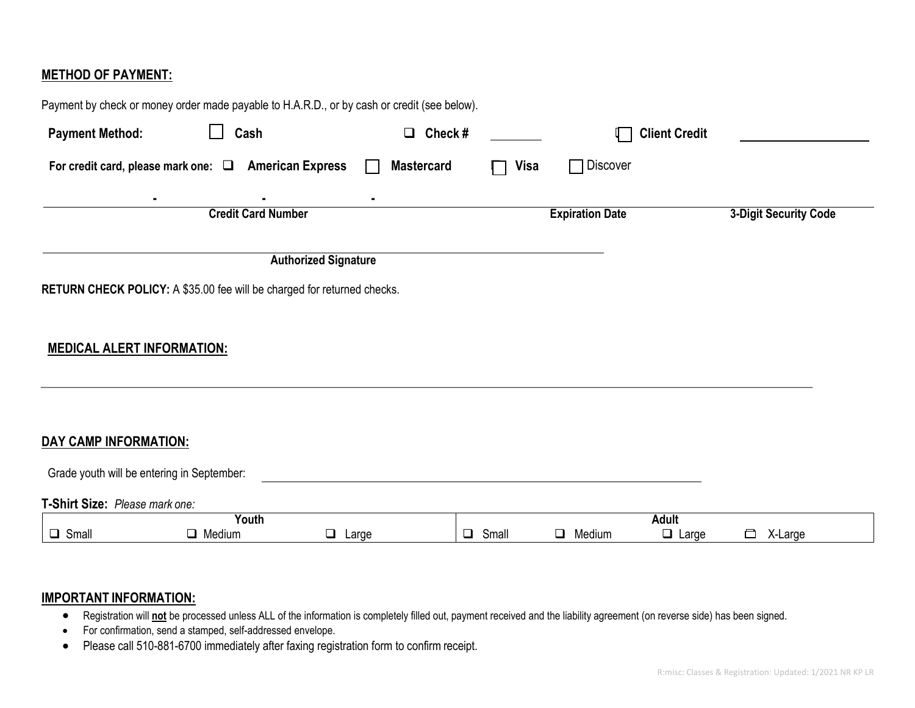**METHOD OF PAYMENT:**

Payment by check or money order made payable to H.A.R.D., or by cash or credit (see below).

**Payment Method:** ☐ **Cash** ☐ **Check #** ________ ☐ **Client Credit** ____________________

**For credit card, please mark one:** ☐ **American Express** ☐ **Mastercard** ☐ **Visa** ☐ Discover

\_\_\_\_\_\_\_\_\_ - \_\_\_\_\_\_\_\_\_ - \_\_\_\_\_\_\_\_\_ - \_\_\_\_\_\_\_\_\_ \_\_\_\_\_\_\_\_\_\_\_\_\_\_\_ \_\_\_\_\_\_\_\_\_\_\_\_\_\_\_

**Credit Card Number** **Expiration Date** **3-Digit Security Code**

\_\_\_\_\_\_\_\_\_\_\_\_\_\_\_\_\_\_\_\_\_\_\_\_\_\_\_\_\_\_\_\_\_\_\_\_\_\_\_\_

**Authorized Signature**

**RETURN CHECK POLICY:** A $35.00 fee will be charged for returned checks.

**MEDICAL ALERT INFORMATION:**

\_\_\_\_\_\_\_\_\_\_\_\_\_\_\_\_\_\_\_\_\_\_\_\_\_\_\_\_\_\_\_\_\_\_\_\_\_\_\_\_\_\_\_\_\_\_\_\_\_\_\_\_\_\_\_\_\_\_\_\_

**DAY CAMP INFORMATION:**

Grade youth will be entering in September: \_\_\_\_\_\_\_\_\_\_\_\_\_\_\_\_\_\_\_\_\_\_\_\_\_\_\_\_\_\_\_\_\_\_\_\_\_\_\_\_

**T-Shirt Size:** *Please mark one:*

| Youth | | | Adult | | | |
|---|---|---|---|---|---|---|
| ☐ Small | ☐ Medium | ☐ Large | ☐ Small | ☐ Medium | ☐ Large | ☐ X-Large |

**IMPORTANT INFORMATION:**

- Registration will **not** be processed unless ALL of the information is completely filled out, payment received and the liability agreement (on reverse side) has been signed.
- For confirmation, send a stamped, self-addressed envelope.
- Please call 510-881-6700 immediately after faxing registration form to confirm receipt.

R:misc: Classes & Registration: Updated: 1/2021 NR KP LR